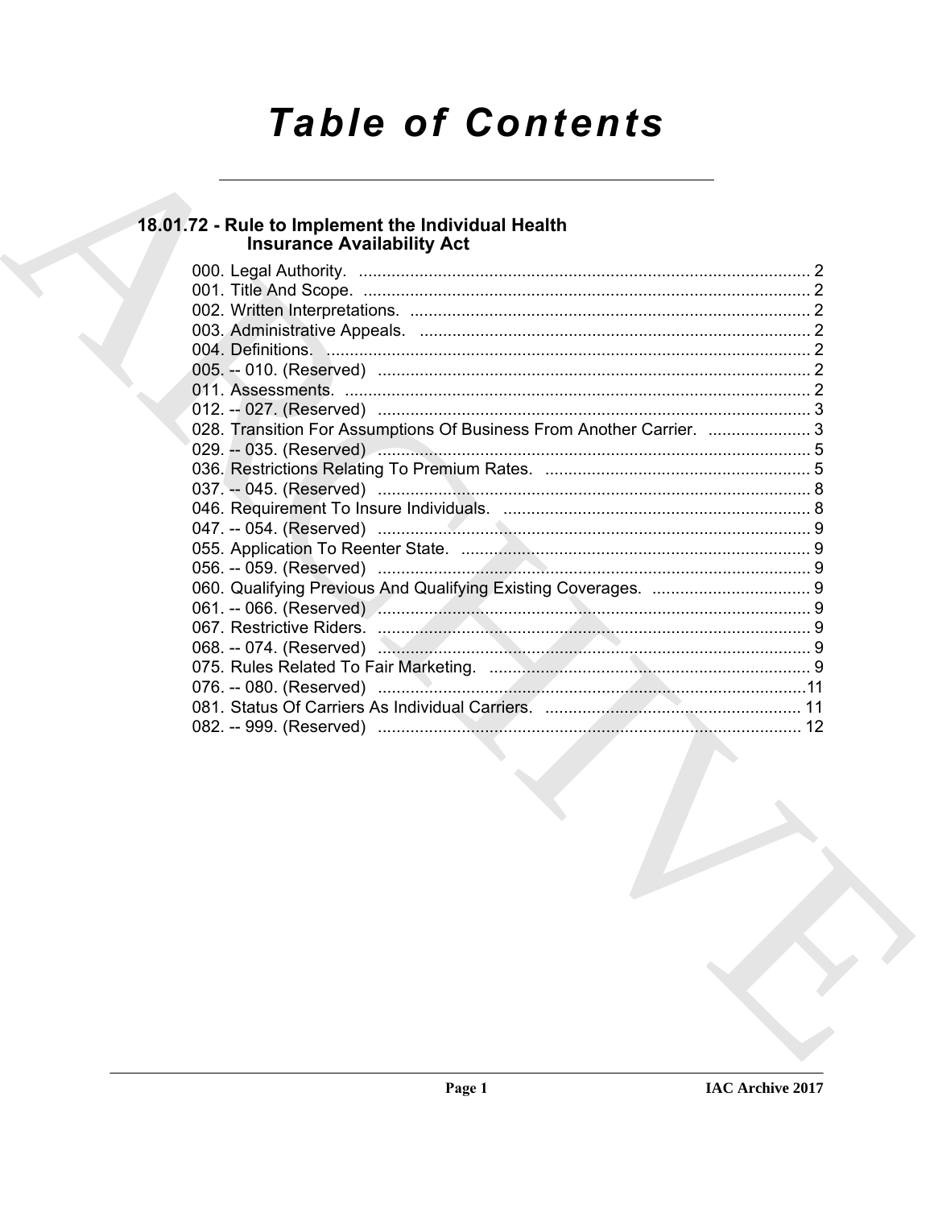# Table of Contents

## 18.01.72 - Rule to Implement the Individual Health Insurance Availability Act

000. Legal Authority. ... 2
001. Title And Scope. ... 2
002. Written Interpretations. ... 2
003. Administrative Appeals. ... 2
004. Definitions. ... 2
005. -- 010. (Reserved) ... 2
011. Assessments. ... 2
012. -- 027. (Reserved) ... 3
028. Transition For Assumptions Of Business From Another Carrier. ... 3
029. -- 035. (Reserved) ... 5
036. Restrictions Relating To Premium Rates. ... 5
037. -- 045. (Reserved) ... 8
046. Requirement To Insure Individuals. ... 8
047. -- 054. (Reserved) ... 9
055. Application To Reenter State. ... 9
056. -- 059. (Reserved) ... 9
060. Qualifying Previous And Qualifying Existing Coverages. ... 9
061. -- 066. (Reserved) ... 9
067. Restrictive Riders. ... 9
068. -- 074. (Reserved) ... 9
075. Rules Related To Fair Marketing. ... 9
076. -- 080. (Reserved) ... 11
081. Status Of Carriers As Individual Carriers. ... 11
082. -- 999. (Reserved) ... 12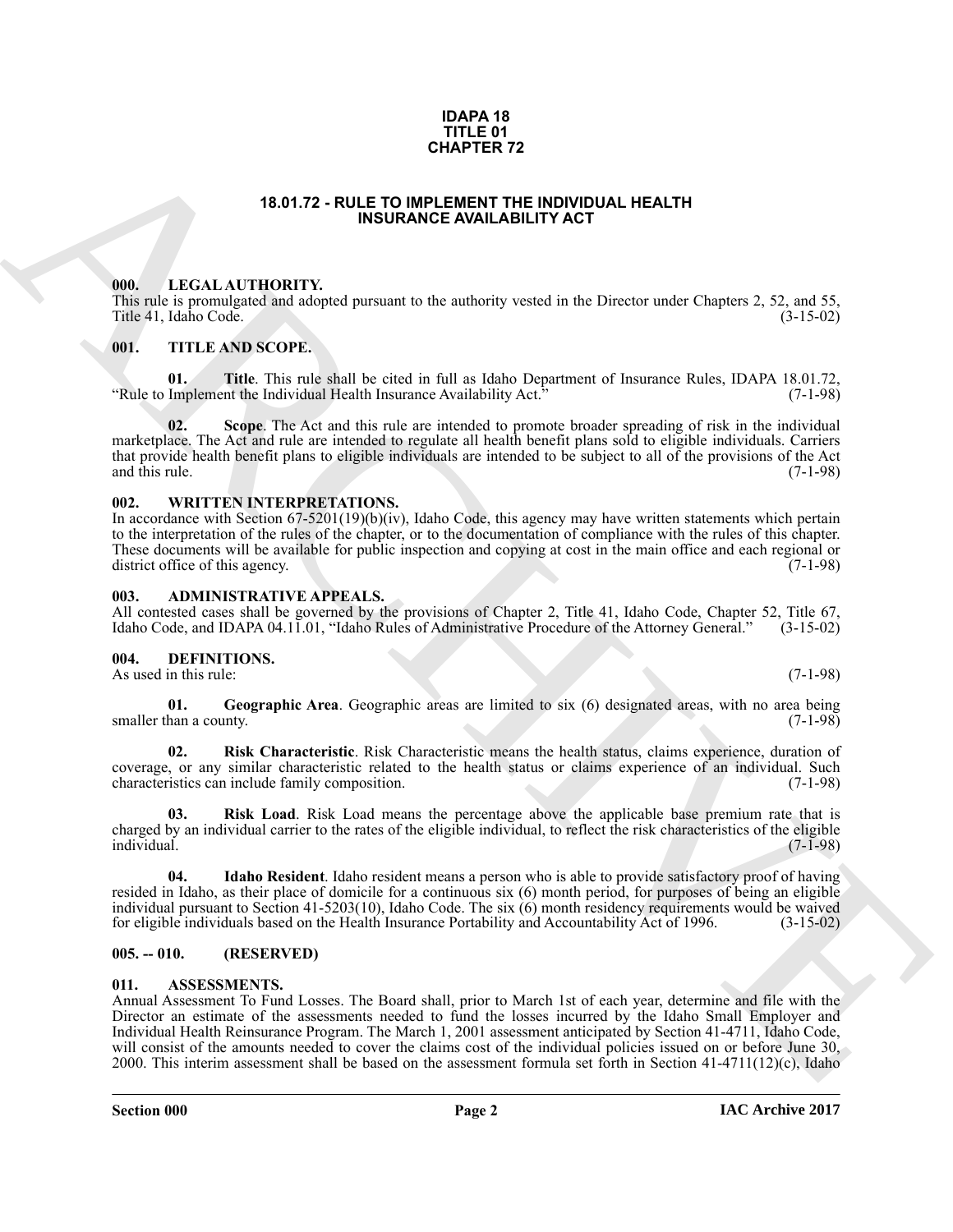# IDAPA 18
# TITLE 01
# CHAPTER 72

## 18.01.72 - RULE TO IMPLEMENT THE INDIVIDUAL HEALTH INSURANCE AVAILABILITY ACT

### 000. LEGAL AUTHORITY.

This rule is promulgated and adopted pursuant to the authority vested in the Director under Chapters 2, 52, and 55, Title 41, Idaho Code. (3-15-02)

### 001. TITLE AND SCOPE.

**01. Title**. This rule shall be cited in full as Idaho Department of Insurance Rules, IDAPA 18.01.72, "Rule to Implement the Individual Health Insurance Availability Act." (7-1-98)

**02. Scope**. The Act and this rule are intended to promote broader spreading of risk in the individual marketplace. The Act and rule are intended to regulate all health benefit plans sold to eligible individuals. Carriers that provide health benefit plans to eligible individuals are intended to be subject to all of the provisions of the Act and this rule. (7-1-98)

### 002. WRITTEN INTERPRETATIONS.

In accordance with Section 67-5201(19)(b)(iv), Idaho Code, this agency may have written statements which pertain to the interpretation of the rules of the chapter, or to the documentation of compliance with the rules of this chapter. These documents will be available for public inspection and copying at cost in the main office and each regional or district office of this agency. (7-1-98)

### 003. ADMINISTRATIVE APPEALS.

All contested cases shall be governed by the provisions of Chapter 2, Title 41, Idaho Code, Chapter 52, Title 67, Idaho Code, and IDAPA 04.11.01, "Idaho Rules of Administrative Procedure of the Attorney General." (3-15-02)

### 004. DEFINITIONS.

As used in this rule: (7-1-98)

**01. Geographic Area**. Geographic areas are limited to six (6) designated areas, with no area being smaller than a county. (7-1-98)

**02. Risk Characteristic**. Risk Characteristic means the health status, claims experience, duration of coverage, or any similar characteristic related to the health status or claims experience of an individual. Such characteristics can include family composition. (7-1-98)

**03. Risk Load**. Risk Load means the percentage above the applicable base premium rate that is charged by an individual carrier to the rates of the eligible individual, to reflect the risk characteristics of the eligible individual. (7-1-98)

**04. Idaho Resident**. Idaho resident means a person who is able to provide satisfactory proof of having resided in Idaho, as their place of domicile for a continuous six (6) month period, for purposes of being an eligible individual pursuant to Section 41-5203(10), Idaho Code. The six (6) month residency requirements would be waived for eligible individuals based on the Health Insurance Portability and Accountability Act of 1996. (3-15-02)

### 005. -- 010. (RESERVED)

### 011. ASSESSMENTS.

Annual Assessment To Fund Losses. The Board shall, prior to March 1st of each year, determine and file with the Director an estimate of the assessments needed to fund the losses incurred by the Idaho Small Employer and Individual Health Reinsurance Program. The March 1, 2001 assessment anticipated by Section 41-4711, Idaho Code, will consist of the amounts needed to cover the claims cost of the individual policies issued on or before June 30, 2000. This interim assessment shall be based on the assessment formula set forth in Section 41-4711(12)(c), Idaho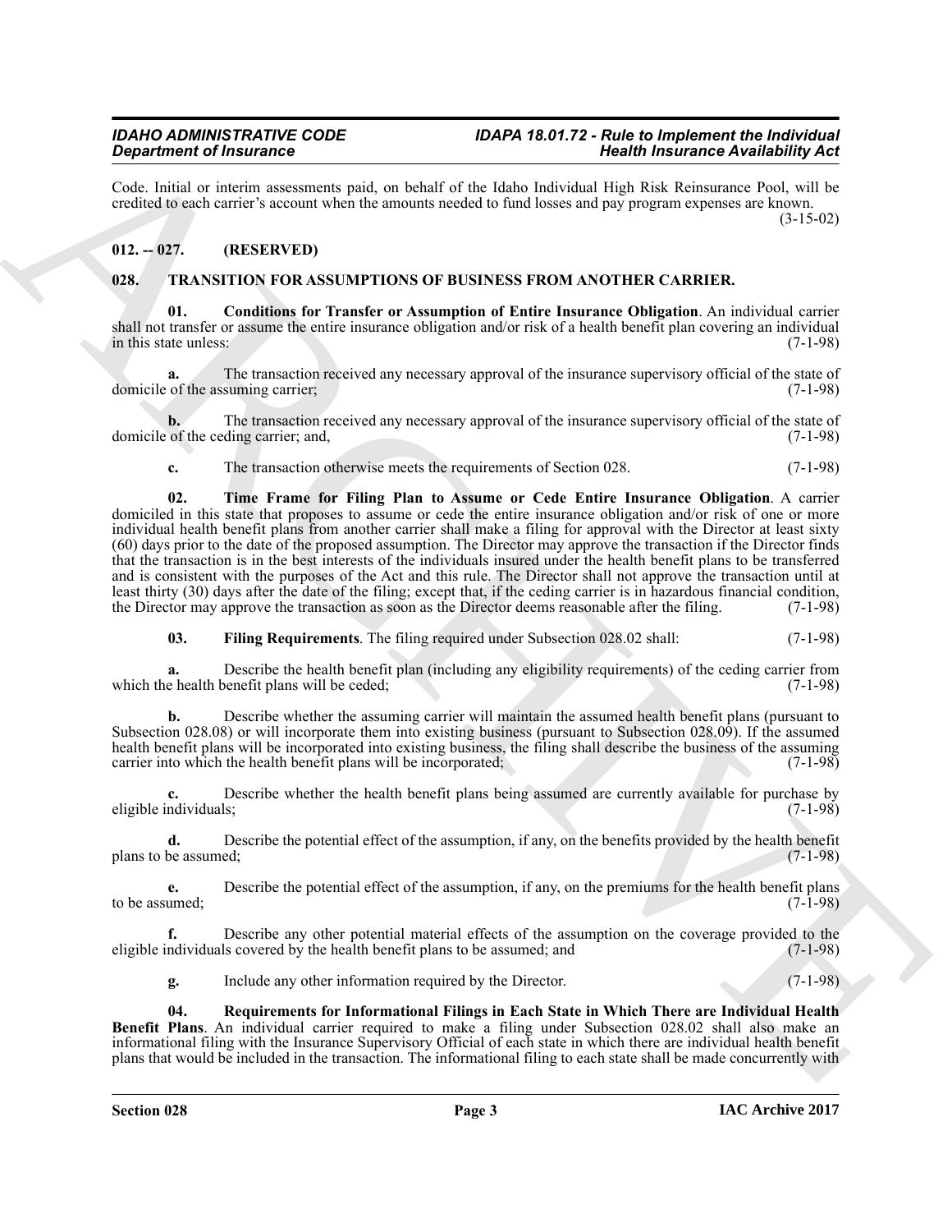Code. Initial or interim assessments paid, on behalf of the Idaho Individual High Risk Reinsurance Pool, will be credited to each carrier's account when the amounts needed to fund losses and pay program expenses are known. (3-15-02)

## 012. -- 027. (RESERVED)

## 028. TRANSITION FOR ASSUMPTIONS OF BUSINESS FROM ANOTHER CARRIER.

**01. Conditions for Transfer or Assumption of Entire Insurance Obligation**. An individual carrier shall not transfer or assume the entire insurance obligation and/or risk of a health benefit plan covering an individual in this state unless: (7-1-98)

**a.** The transaction received any necessary approval of the insurance supervisory official of the state of domicile of the assuming carrier; (7-1-98)

**b.** The transaction received any necessary approval of the insurance supervisory official of the state of domicile of the ceding carrier; and, (7-1-98)

**c.** The transaction otherwise meets the requirements of Section 028. (7-1-98)

**02. Time Frame for Filing Plan to Assume or Cede Entire Insurance Obligation**. A carrier domiciled in this state that proposes to assume or cede the entire insurance obligation and/or risk of one or more individual health benefit plans from another carrier shall make a filing for approval with the Director at least sixty (60) days prior to the date of the proposed assumption. The Director may approve the transaction if the Director finds that the transaction is in the best interests of the individuals insured under the health benefit plans to be transferred and is consistent with the purposes of the Act and this rule. The Director shall not approve the transaction until at least thirty (30) days after the date of the filing; except that, if the ceding carrier is in hazardous financial condition, the Director may approve the transaction as soon as the Director deems reasonable after the filing. (7-1-98)

**03. Filing Requirements**. The filing required under Subsection 028.02 shall: (7-1-98)

**a.** Describe the health benefit plan (including any eligibility requirements) of the ceding carrier from which the health benefit plans will be ceded; (7-1-98)

**b.** Describe whether the assuming carrier will maintain the assumed health benefit plans (pursuant to Subsection 028.08) or will incorporate them into existing business (pursuant to Subsection 028.09). If the assumed health benefit plans will be incorporated into existing business, the filing shall describe the business of the assuming carrier into which the health benefit plans will be incorporated; (7-1-98)

**c.** Describe whether the health benefit plans being assumed are currently available for purchase by eligible individuals; (7-1-98)

**d.** Describe the potential effect of the assumption, if any, on the benefits provided by the health benefit plans to be assumed; (7-1-98)

**e.** Describe the potential effect of the assumption, if any, on the premiums for the health benefit plans to be assumed; (7-1-98)

**f.** Describe any other potential material effects of the assumption on the coverage provided to the eligible individuals covered by the health benefit plans to be assumed; and (7-1-98)

**g.** Include any other information required by the Director. (7-1-98)

**04. Requirements for Informational Filings in Each State in Which There are Individual Health Benefit Plans**. An individual carrier required to make a filing under Subsection 028.02 shall also make an informational filing with the Insurance Supervisory Official of each state in which there are individual health benefit plans that would be included in the transaction. The informational filing to each state shall be made concurrently with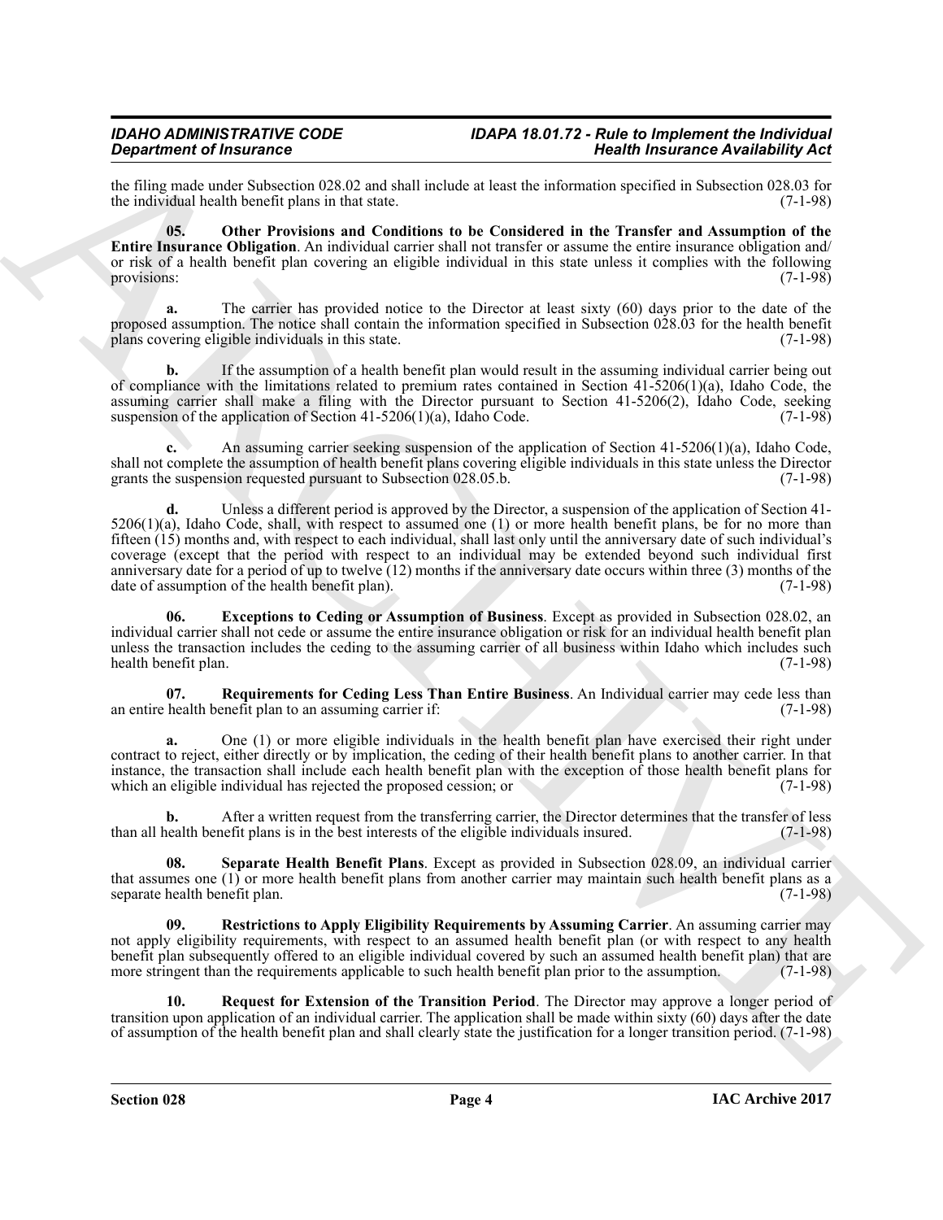the filing made under Subsection 028.02 and shall include at least the information specified in Subsection 028.03 for the individual health benefit plans in that state. (7-1-98)

**05. Other Provisions and Conditions to be Considered in the Transfer and Assumption of the Entire Insurance Obligation**. An individual carrier shall not transfer or assume the entire insurance obligation and/or risk of a health benefit plan covering an eligible individual in this state unless it complies with the following provisions: (7-1-98)

**a.** The carrier has provided notice to the Director at least sixty (60) days prior to the date of the proposed assumption. The notice shall contain the information specified in Subsection 028.03 for the health benefit plans covering eligible individuals in this state. (7-1-98)

**b.** If the assumption of a health benefit plan would result in the assuming individual carrier being out of compliance with the limitations related to premium rates contained in Section 41-5206(1)(a), Idaho Code, the assuming carrier shall make a filing with the Director pursuant to Section 41-5206(2), Idaho Code, seeking suspension of the application of Section 41-5206(1)(a), Idaho Code. (7-1-98)

**c.** An assuming carrier seeking suspension of the application of Section 41-5206(1)(a), Idaho Code, shall not complete the assumption of health benefit plans covering eligible individuals in this state unless the Director grants the suspension requested pursuant to Subsection 028.05.b. (7-1-98)

**d.** Unless a different period is approved by the Director, a suspension of the application of Section 41-5206(1)(a), Idaho Code, shall, with respect to assumed one (1) or more health benefit plans, be for no more than fifteen (15) months and, with respect to each individual, shall last only until the anniversary date of such individual's coverage (except that the period with respect to an individual may be extended beyond such individual first anniversary date for a period of up to twelve (12) months if the anniversary date occurs within three (3) months of the date of assumption of the health benefit plan). (7-1-98)

**06. Exceptions to Ceding or Assumption of Business**. Except as provided in Subsection 028.02, an individual carrier shall not cede or assume the entire insurance obligation or risk for an individual health benefit plan unless the transaction includes the ceding to the assuming carrier of all business within Idaho which includes such health benefit plan. (7-1-98)

**07. Requirements for Ceding Less Than Entire Business**. An Individual carrier may cede less than an entire health benefit plan to an assuming carrier if: (7-1-98)

**a.** One (1) or more eligible individuals in the health benefit plan have exercised their right under contract to reject, either directly or by implication, the ceding of their health benefit plans to another carrier. In that instance, the transaction shall include each health benefit plan with the exception of those health benefit plans for which an eligible individual has rejected the proposed cession; or (7-1-98)

**b.** After a written request from the transferring carrier, the Director determines that the transfer of less than all health benefit plans is in the best interests of the eligible individuals insured. (7-1-98)

**08. Separate Health Benefit Plans**. Except as provided in Subsection 028.09, an individual carrier that assumes one (1) or more health benefit plans from another carrier may maintain such health benefit plans as a separate health benefit plan. (7-1-98)

**09. Restrictions to Apply Eligibility Requirements by Assuming Carrier**. An assuming carrier may not apply eligibility requirements, with respect to an assumed health benefit plan (or with respect to any health benefit plan subsequently offered to an eligible individual covered by such an assumed health benefit plan) that are more stringent than the requirements applicable to such health benefit plan prior to the assumption. (7-1-98)

**10. Request for Extension of the Transition Period**. The Director may approve a longer period of transition upon application of an individual carrier. The application shall be made within sixty (60) days after the date of assumption of the health benefit plan and shall clearly state the justification for a longer transition period. (7-1-98)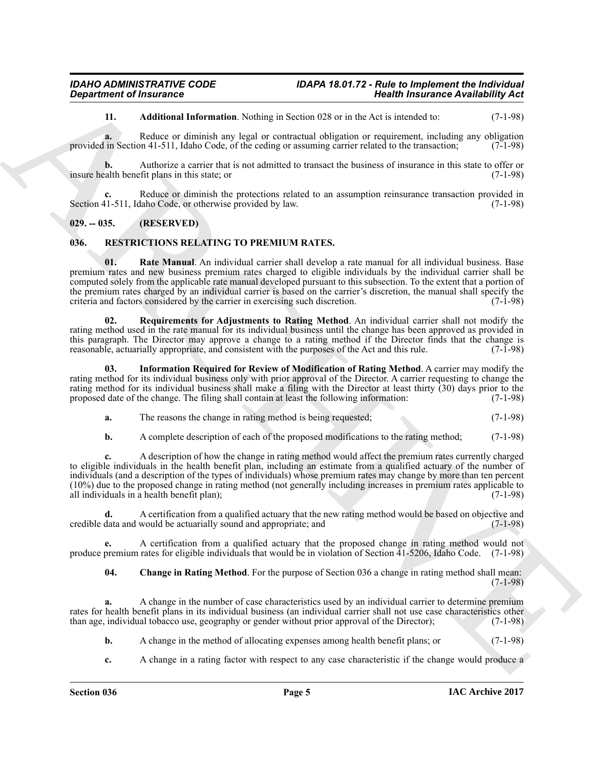**11. Additional Information**. Nothing in Section 028 or in the Act is intended to: (7-1-98)

**a.** Reduce or diminish any legal or contractual obligation or requirement, including any obligation provided in Section 41-511, Idaho Code, of the ceding or assuming carrier related to the transaction; (7-1-98)

**b.** Authorize a carrier that is not admitted to transact the business of insurance in this state to offer or insure health benefit plans in this state; or (7-1-98)

**c.** Reduce or diminish the protections related to an assumption reinsurance transaction provided in Section 41-511, Idaho Code, or otherwise provided by law. (7-1-98)

## 029. -- 035. (RESERVED)

## 036. RESTRICTIONS RELATING TO PREMIUM RATES.

**01. Rate Manual**. An individual carrier shall develop a rate manual for all individual business. Base premium rates and new business premium rates charged to eligible individuals by the individual carrier shall be computed solely from the applicable rate manual developed pursuant to this subsection. To the extent that a portion of the premium rates charged by an individual carrier is based on the carrier's discretion, the manual shall specify the criteria and factors considered by the carrier in exercising such discretion. (7-1-98)

**02. Requirements for Adjustments to Rating Method**. An individual carrier shall not modify the rating method used in the rate manual for its individual business until the change has been approved as provided in this paragraph. The Director may approve a change to a rating method if the Director finds that the change is reasonable, actuarially appropriate, and consistent with the purposes of the Act and this rule. (7-1-98)

**03. Information Required for Review of Modification of Rating Method**. A carrier may modify the rating method for its individual business only with prior approval of the Director. A carrier requesting to change the rating method for its individual business shall make a filing with the Director at least thirty (30) days prior to the proposed date of the change. The filing shall contain at least the following information: (7-1-98)

**a.** The reasons the change in rating method is being requested; (7-1-98)

**b.** A complete description of each of the proposed modifications to the rating method; (7-1-98)

**c.** A description of how the change in rating method would affect the premium rates currently charged to eligible individuals in the health benefit plan, including an estimate from a qualified actuary of the number of individuals (and a description of the types of individuals) whose premium rates may change by more than ten percent (10%) due to the proposed change in rating method (not generally including increases in premium rates applicable to all individuals in a health benefit plan); (7-1-98)

**d.** A certification from a qualified actuary that the new rating method would be based on objective and credible data and would be actuarially sound and appropriate; and (7-1-98)

**e.** A certification from a qualified actuary that the proposed change in rating method would not produce premium rates for eligible individuals that would be in violation of Section 41-5206, Idaho Code. (7-1-98)

**04. Change in Rating Method**. For the purpose of Section 036 a change in rating method shall mean: (7-1-98)

**a.** A change in the number of case characteristics used by an individual carrier to determine premium rates for health benefit plans in its individual business (an individual carrier shall not use case characteristics other than age, individual tobacco use, geography or gender without prior approval of the Director); (7-1-98)

**b.** A change in the method of allocating expenses among health benefit plans; or (7-1-98)

**c.** A change in a rating factor with respect to any case characteristic if the change would produce a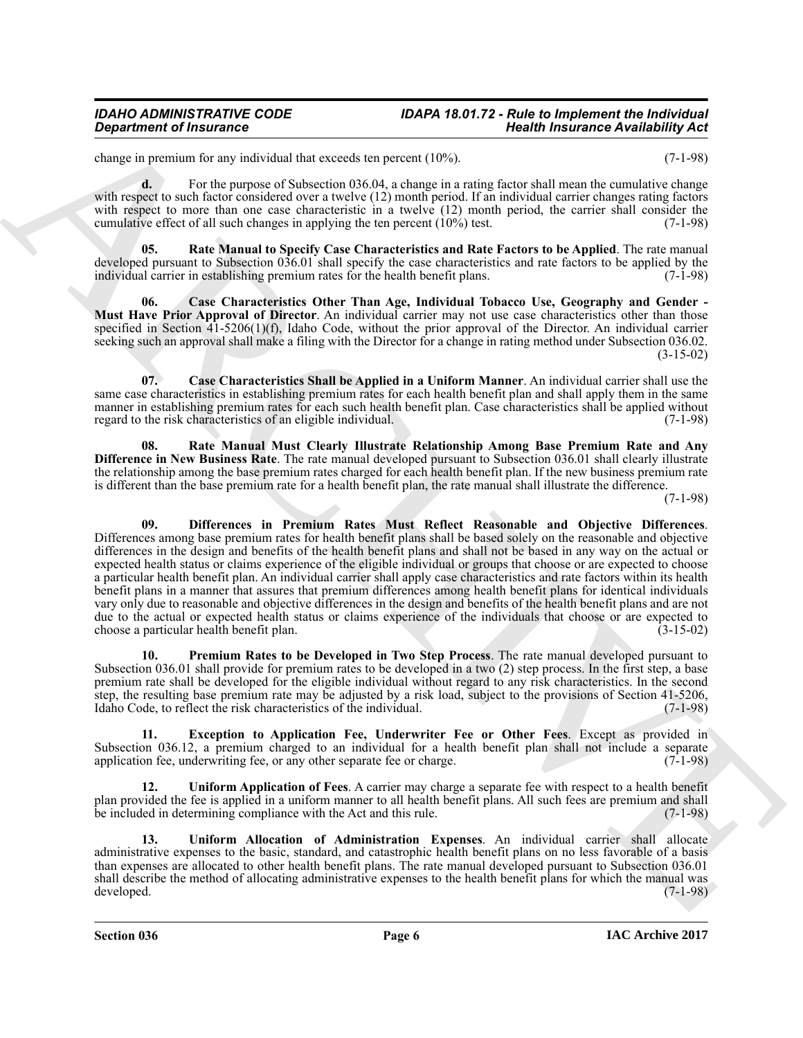change in premium for any individual that exceeds ten percent (10%). (7-1-98)

**d.** For the purpose of Subsection 036.04, a change in a rating factor shall mean the cumulative change with respect to such factor considered over a twelve (12) month period. If an individual carrier changes rating factors with respect to more than one case characteristic in a twelve (12) month period, the carrier shall consider the cumulative effect of all such changes in applying the ten percent (10%) test. (7-1-98)

**05. Rate Manual to Specify Case Characteristics and Rate Factors to be Applied**. The rate manual developed pursuant to Subsection 036.01 shall specify the case characteristics and rate factors to be applied by the individual carrier in establishing premium rates for the health benefit plans. (7-1-98)

**06. Case Characteristics Other Than Age, Individual Tobacco Use, Geography and Gender - Must Have Prior Approval of Director**. An individual carrier may not use case characteristics other than those specified in Section 41-5206(1)(f), Idaho Code, without the prior approval of the Director. An individual carrier seeking such an approval shall make a filing with the Director for a change in rating method under Subsection 036.02. (3-15-02)

**07. Case Characteristics Shall be Applied in a Uniform Manner**. An individual carrier shall use the same case characteristics in establishing premium rates for each health benefit plan and shall apply them in the same manner in establishing premium rates for each such health benefit plan. Case characteristics shall be applied without regard to the risk characteristics of an eligible individual. (7-1-98)

**08. Rate Manual Must Clearly Illustrate Relationship Among Base Premium Rate and Any Difference in New Business Rate**. The rate manual developed pursuant to Subsection 036.01 shall clearly illustrate the relationship among the base premium rates charged for each health benefit plan. If the new business premium rate is different than the base premium rate for a health benefit plan, the rate manual shall illustrate the difference. (7-1-98)

**09. Differences in Premium Rates Must Reflect Reasonable and Objective Differences**. Differences among base premium rates for health benefit plans shall be based solely on the reasonable and objective differences in the design and benefits of the health benefit plans and shall not be based in any way on the actual or expected health status or claims experience of the eligible individual or groups that choose or are expected to choose a particular health benefit plan. An individual carrier shall apply case characteristics and rate factors within its health benefit plans in a manner that assures that premium differences among health benefit plans for identical individuals vary only due to reasonable and objective differences in the design and benefits of the health benefit plans and are not due to the actual or expected health status or claims experience of the individuals that choose or are expected to choose a particular health benefit plan. (3-15-02)

**10. Premium Rates to be Developed in Two Step Process**. The rate manual developed pursuant to Subsection 036.01 shall provide for premium rates to be developed in a two (2) step process. In the first step, a base premium rate shall be developed for the eligible individual without regard to any risk characteristics. In the second step, the resulting base premium rate may be adjusted by a risk load, subject to the provisions of Section 41-5206, Idaho Code, to reflect the risk characteristics of the individual. (7-1-98)

**11. Exception to Application Fee, Underwriter Fee or Other Fees**. Except as provided in Subsection 036.12, a premium charged to an individual for a health benefit plan shall not include a separate application fee, underwriting fee, or any other separate fee or charge. (7-1-98)

**12. Uniform Application of Fees**. A carrier may charge a separate fee with respect to a health benefit plan provided the fee is applied in a uniform manner to all health benefit plans. All such fees are premium and shall be included in determining compliance with the Act and this rule. (7-1-98)

**13. Uniform Allocation of Administration Expenses**. An individual carrier shall allocate administrative expenses to the basic, standard, and catastrophic health benefit plans on no less favorable of a basis than expenses are allocated to other health benefit plans. The rate manual developed pursuant to Subsection 036.01 shall describe the method of allocating administrative expenses to the health benefit plans for which the manual was developed. (7-1-98)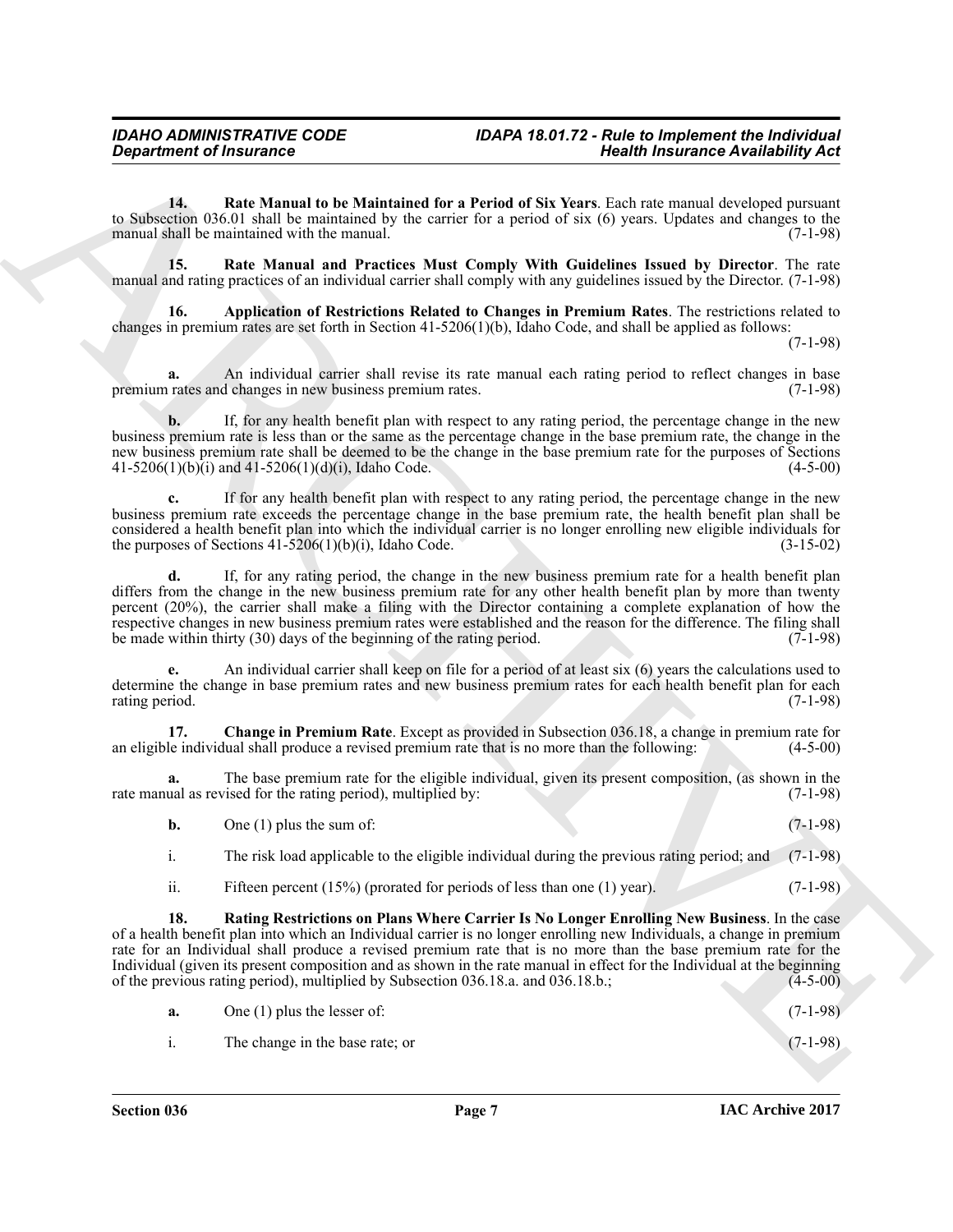**14. Rate Manual to be Maintained for a Period of Six Years**. Each rate manual developed pursuant to Subsection 036.01 shall be maintained by the carrier for a period of six (6) years. Updates and changes to the manual shall be maintained with the manual. (7-1-98)

**15. Rate Manual and Practices Must Comply With Guidelines Issued by Director**. The rate manual and rating practices of an individual carrier shall comply with any guidelines issued by the Director. (7-1-98)

**16. Application of Restrictions Related to Changes in Premium Rates**. The restrictions related to changes in premium rates are set forth in Section 41-5206(1)(b), Idaho Code, and shall be applied as follows: (7-1-98)

**a.** An individual carrier shall revise its rate manual each rating period to reflect changes in base premium rates and changes in new business premium rates. (7-1-98)

**b.** If, for any health benefit plan with respect to any rating period, the percentage change in the new business premium rate is less than or the same as the percentage change in the base premium rate, the change in the new business premium rate shall be deemed to be the change in the base premium rate for the purposes of Sections 41-5206(1)(b)(i) and 41-5206(1)(d)(i), Idaho Code. (4-5-00)

**c.** If for any health benefit plan with respect to any rating period, the percentage change in the new business premium rate exceeds the percentage change in the base premium rate, the health benefit plan shall be considered a health benefit plan into which the individual carrier is no longer enrolling new eligible individuals for the purposes of Sections 41-5206(1)(b)(i), Idaho Code. (3-15-02)

**d.** If, for any rating period, the change in the new business premium rate for a health benefit plan differs from the change in the new business premium rate for any other health benefit plan by more than twenty percent (20%), the carrier shall make a filing with the Director containing a complete explanation of how the respective changes in new business premium rates were established and the reason for the difference. The filing shall be made within thirty (30) days of the beginning of the rating period. (7-1-98)

**e.** An individual carrier shall keep on file for a period of at least six (6) years the calculations used to determine the change in base premium rates and new business premium rates for each health benefit plan for each rating period. (7-1-98)

**17. Change in Premium Rate**. Except as provided in Subsection 036.18, a change in premium rate for an eligible individual shall produce a revised premium rate that is no more than the following: (4-5-00)

**a.** The base premium rate for the eligible individual, given its present composition, (as shown in the rate manual as revised for the rating period), multiplied by: (7-1-98)

**b.** One (1) plus the sum of: (7-1-98)

i. The risk load applicable to the eligible individual during the previous rating period; and (7-1-98)

ii. Fifteen percent (15%) (prorated for periods of less than one (1) year). (7-1-98)

**18. Rating Restrictions on Plans Where Carrier Is No Longer Enrolling New Business**. In the case of a health benefit plan into which an Individual carrier is no longer enrolling new Individuals, a change in premium rate for an Individual shall produce a revised premium rate that is no more than the base premium rate for the Individual (given its present composition and as shown in the rate manual in effect for the Individual at the beginning of the previous rating period), multiplied by Subsection 036.18.a. and 036.18.b.; (4-5-00)

**a.** One (1) plus the lesser of: (7-1-98)

i. The change in the base rate; or (7-1-98)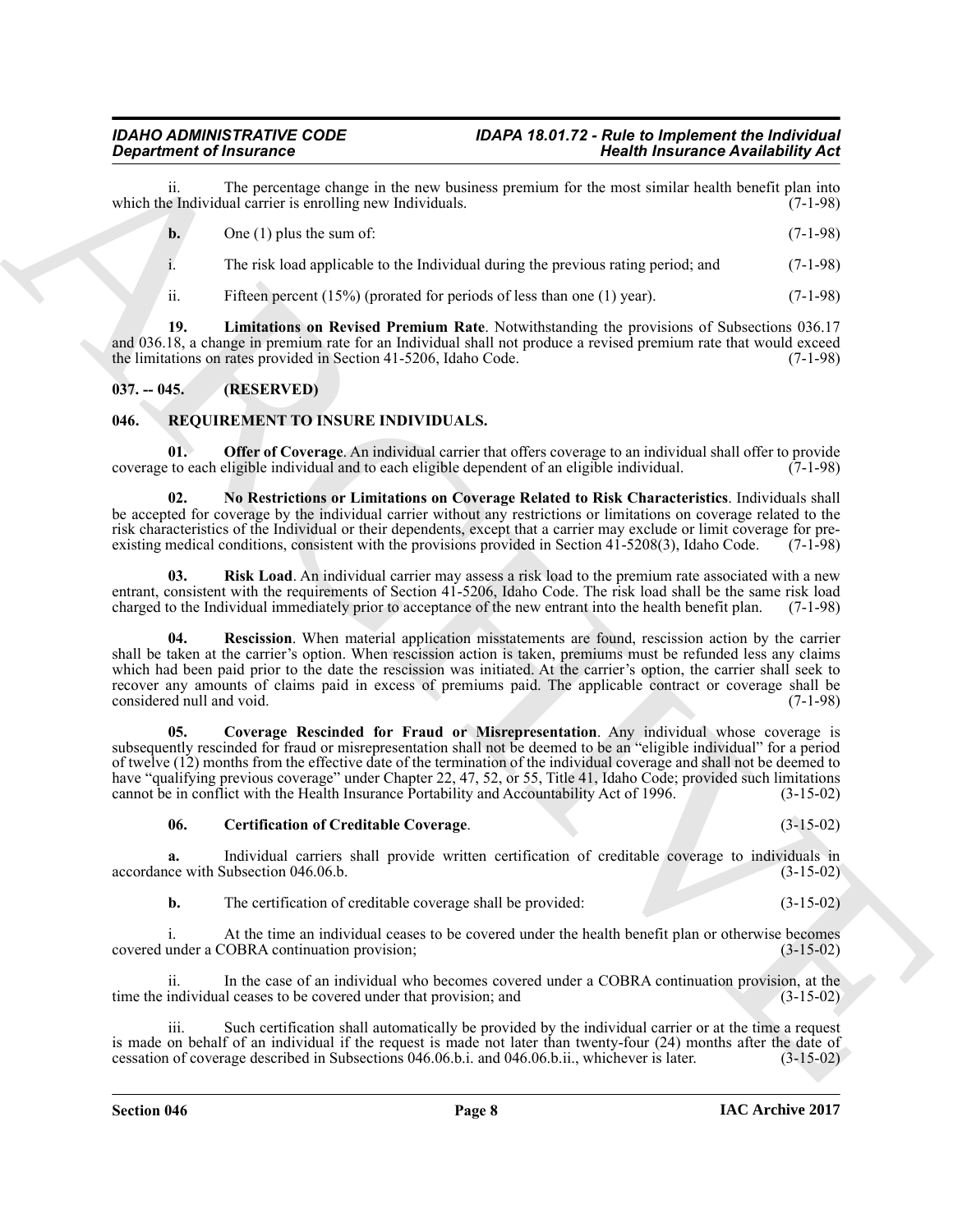ii. The percentage change in the new business premium for the most similar health benefit plan into which the Individual carrier is enrolling new Individuals. (7-1-98)

**b.** One (1) plus the sum of: (7-1-98)

i. The risk load applicable to the Individual during the previous rating period; and (7-1-98)

ii. Fifteen percent (15%) (prorated for periods of less than one (1) year). (7-1-98)

**19. Limitations on Revised Premium Rate**. Notwithstanding the provisions of Subsections 036.17 and 036.18, a change in premium rate for an Individual shall not produce a revised premium rate that would exceed the limitations on rates provided in Section 41-5206, Idaho Code. (7-1-98)

## 037. -- 045. (RESERVED)

## 046. REQUIREMENT TO INSURE INDIVIDUALS.

**01. Offer of Coverage**. An individual carrier that offers coverage to an individual shall offer to provide coverage to each eligible individual and to each eligible dependent of an eligible individual. (7-1-98)

**02. No Restrictions or Limitations on Coverage Related to Risk Characteristics**. Individuals shall be accepted for coverage by the individual carrier without any restrictions or limitations on coverage related to the risk characteristics of the Individual or their dependents, except that a carrier may exclude or limit coverage for pre-existing medical conditions, consistent with the provisions provided in Section 41-5208(3), Idaho Code. (7-1-98)

**03. Risk Load**. An individual carrier may assess a risk load to the premium rate associated with a new entrant, consistent with the requirements of Section 41-5206, Idaho Code. The risk load shall be the same risk load charged to the Individual immediately prior to acceptance of the new entrant into the health benefit plan. (7-1-98)

**04. Rescission**. When material application misstatements are found, rescission action by the carrier shall be taken at the carrier's option. When rescission action is taken, premiums must be refunded less any claims which had been paid prior to the date the rescission was initiated. At the carrier's option, the carrier shall seek to recover any amounts of claims paid in excess of premiums paid. The applicable contract or coverage shall be considered null and void. (7-1-98)

**05. Coverage Rescinded for Fraud or Misrepresentation**. Any individual whose coverage is subsequently rescinded for fraud or misrepresentation shall not be deemed to be an "eligible individual" for a period of twelve (12) months from the effective date of the termination of the individual coverage and shall not be deemed to have "qualifying previous coverage" under Chapter 22, 47, 52, or 55, Title 41, Idaho Code; provided such limitations cannot be in conflict with the Health Insurance Portability and Accountability Act of 1996. (3-15-02)

**06. Certification of Creditable Coverage**. (3-15-02)

**a.** Individual carriers shall provide written certification of creditable coverage to individuals in accordance with Subsection 046.06.b. (3-15-02)

**b.** The certification of creditable coverage shall be provided: (3-15-02)

i. At the time an individual ceases to be covered under the health benefit plan or otherwise becomes covered under a COBRA continuation provision; (3-15-02)

ii. In the case of an individual who becomes covered under a COBRA continuation provision, at the time the individual ceases to be covered under that provision; and (3-15-02)

iii. Such certification shall automatically be provided by the individual carrier or at the time a request is made on behalf of an individual if the request is made not later than twenty-four (24) months after the date of cessation of coverage described in Subsections 046.06.b.i. and 046.06.b.ii., whichever is later. (3-15-02)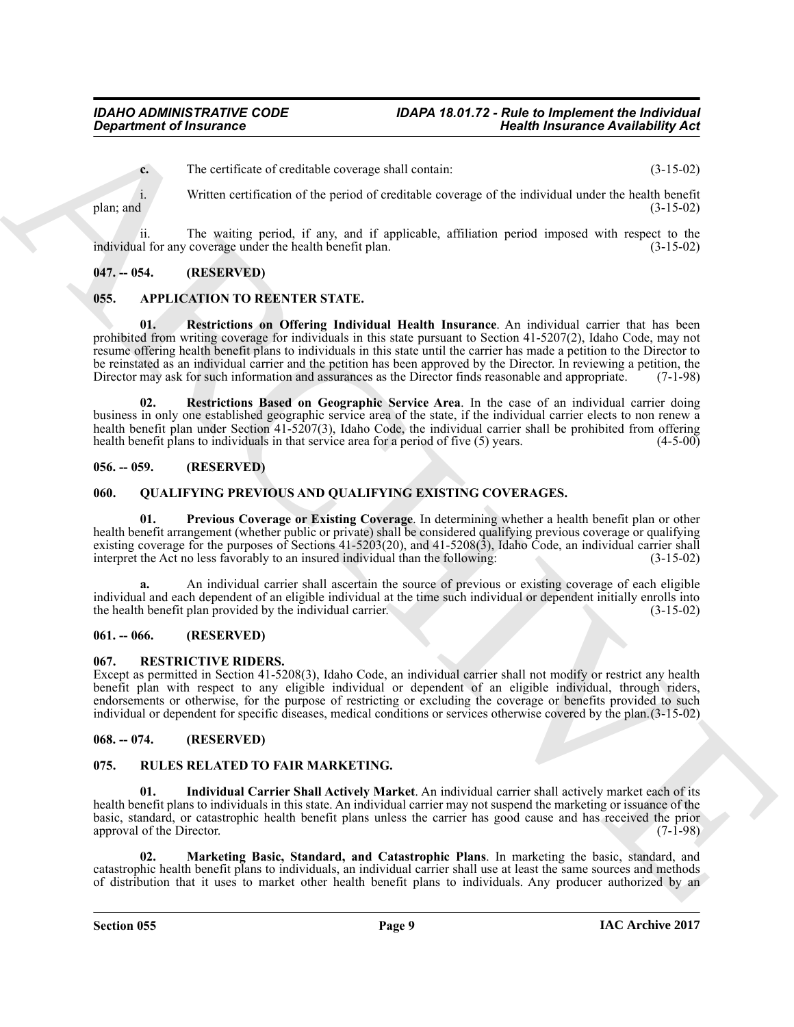**c.** The certificate of creditable coverage shall contain: (3-15-02)

i. Written certification of the period of creditable coverage of the individual under the health benefit plan; and (3-15-02)

ii. The waiting period, if any, and if applicable, affiliation period imposed with respect to the individual for any coverage under the health benefit plan. (3-15-02)

## 047. -- 054. (RESERVED)

## 055. APPLICATION TO REENTER STATE.

**01. Restrictions on Offering Individual Health Insurance**. An individual carrier that has been prohibited from writing coverage for individuals in this state pursuant to Section 41-5207(2), Idaho Code, may not resume offering health benefit plans to individuals in this state until the carrier has made a petition to the Director to be reinstated as an individual carrier and the petition has been approved by the Director. In reviewing a petition, the Director may ask for such information and assurances as the Director finds reasonable and appropriate. (7-1-98)

**02. Restrictions Based on Geographic Service Area**. In the case of an individual carrier doing business in only one established geographic service area of the state, if the individual carrier elects to non renew a health benefit plan under Section 41-5207(3), Idaho Code, the individual carrier shall be prohibited from offering health benefit plans to individuals in that service area for a period of five (5) years. (4-5-00)

## 056. -- 059. (RESERVED)

## 060. QUALIFYING PREVIOUS AND QUALIFYING EXISTING COVERAGES.

**01. Previous Coverage or Existing Coverage**. In determining whether a health benefit plan or other health benefit arrangement (whether public or private) shall be considered qualifying previous coverage or qualifying existing coverage for the purposes of Sections 41-5203(20), and 41-5208(3), Idaho Code, an individual carrier shall interpret the Act no less favorably to an insured individual than the following: (3-15-02)

**a.** An individual carrier shall ascertain the source of previous or existing coverage of each eligible individual and each dependent of an eligible individual at the time such individual or dependent initially enrolls into the health benefit plan provided by the individual carrier. (3-15-02)

## 061. -- 066. (RESERVED)

## 067. RESTRICTIVE RIDERS.

Except as permitted in Section 41-5208(3), Idaho Code, an individual carrier shall not modify or restrict any health benefit plan with respect to any eligible individual or dependent of an eligible individual, through riders, endorsements or otherwise, for the purpose of restricting or excluding the coverage or benefits provided to such individual or dependent for specific diseases, medical conditions or services otherwise covered by the plan. (3-15-02)

## 068. -- 074. (RESERVED)

## 075. RULES RELATED TO FAIR MARKETING.

**01. Individual Carrier Shall Actively Market**. An individual carrier shall actively market each of its health benefit plans to individuals in this state. An individual carrier may not suspend the marketing or issuance of the basic, standard, or catastrophic health benefit plans unless the carrier has good cause and has received the prior approval of the Director. (7-1-98)

**02. Marketing Basic, Standard, and Catastrophic Plans**. In marketing the basic, standard, and catastrophic health benefit plans to individuals, an individual carrier shall use at least the same sources and methods of distribution that it uses to market other health benefit plans to individuals. Any producer authorized by an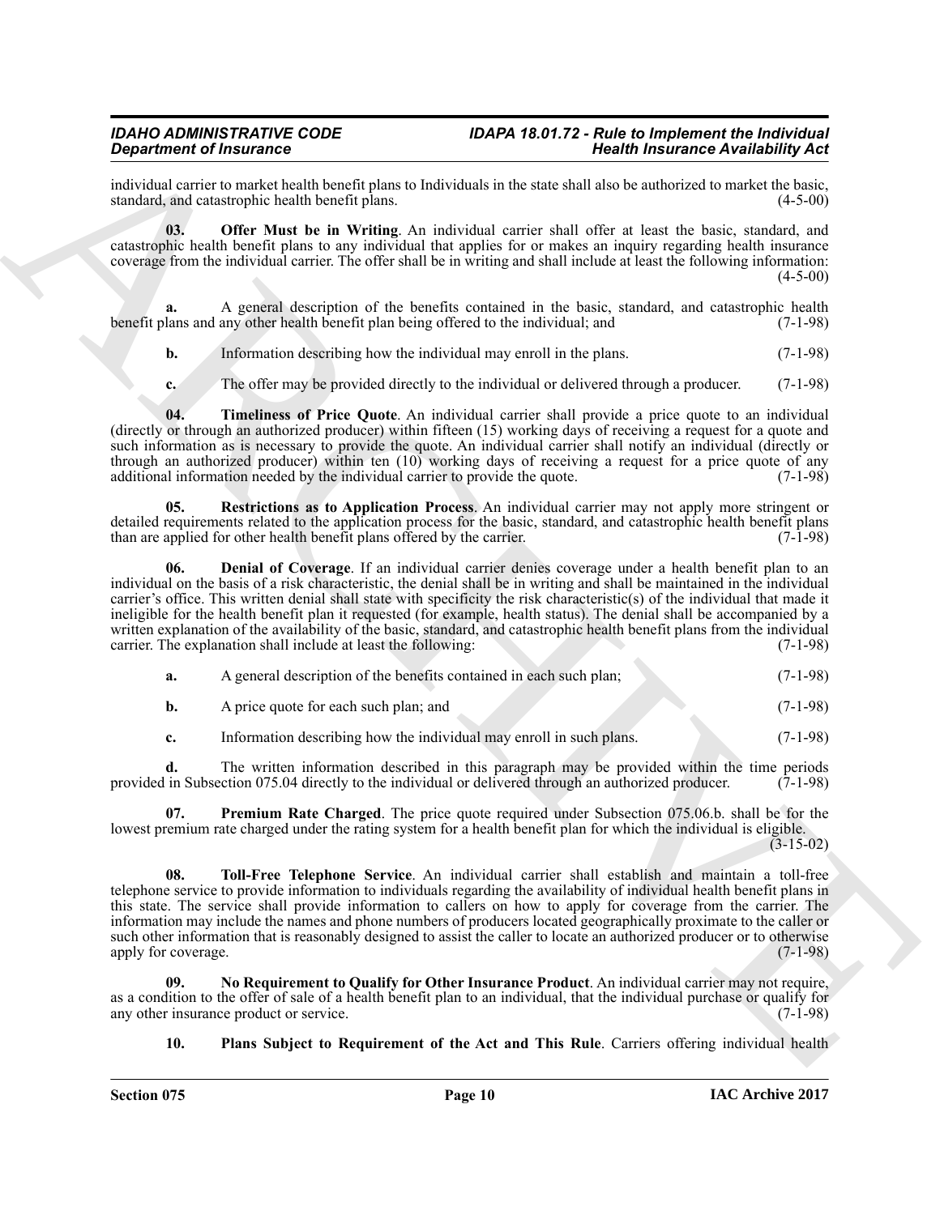individual carrier to market health benefit plans to Individuals in the state shall also be authorized to market the basic, standard, and catastrophic health benefit plans. (4-5-00)

**03. Offer Must be in Writing**. An individual carrier shall offer at least the basic, standard, and catastrophic health benefit plans to any individual that applies for or makes an inquiry regarding health insurance coverage from the individual carrier. The offer shall be in writing and shall include at least the following information: (4-5-00)

**a.** A general description of the benefits contained in the basic, standard, and catastrophic health benefit plans and any other health benefit plan being offered to the individual; and (7-1-98)

**b.** Information describing how the individual may enroll in the plans. (7-1-98)

**c.** The offer may be provided directly to the individual or delivered through a producer. (7-1-98)

**04. Timeliness of Price Quote**. An individual carrier shall provide a price quote to an individual (directly or through an authorized producer) within fifteen (15) working days of receiving a request for a quote and such information as is necessary to provide the quote. An individual carrier shall notify an individual (directly or through an authorized producer) within ten (10) working days of receiving a request for a price quote of any additional information needed by the individual carrier to provide the quote. (7-1-98)

**05. Restrictions as to Application Process**. An individual carrier may not apply more stringent or detailed requirements related to the application process for the basic, standard, and catastrophic health benefit plans than are applied for other health benefit plans offered by the carrier. (7-1-98)

**06. Denial of Coverage**. If an individual carrier denies coverage under a health benefit plan to an individual on the basis of a risk characteristic, the denial shall be in writing and shall be maintained in the individual carrier's office. This written denial shall state with specificity the risk characteristic(s) of the individual that made it ineligible for the health benefit plan it requested (for example, health status). The denial shall be accompanied by a written explanation of the availability of the basic, standard, and catastrophic health benefit plans from the individual carrier. The explanation shall include at least the following: (7-1-98)

**a.** A general description of the benefits contained in each such plan; (7-1-98)

**b.** A price quote for each such plan; and (7-1-98)

**c.** Information describing how the individual may enroll in such plans. (7-1-98)

**d.** The written information described in this paragraph may be provided within the time periods provided in Subsection 075.04 directly to the individual or delivered through an authorized producer. (7-1-98)

**07. Premium Rate Charged**. The price quote required under Subsection 075.06.b. shall be for the lowest premium rate charged under the rating system for a health benefit plan for which the individual is eligible. (3-15-02)

**08. Toll-Free Telephone Service**. An individual carrier shall establish and maintain a toll-free telephone service to provide information to individuals regarding the availability of individual health benefit plans in this state. The service shall provide information to callers on how to apply for coverage from the carrier. The information may include the names and phone numbers of producers located geographically proximate to the caller or such other information that is reasonably designed to assist the caller to locate an authorized producer or to otherwise apply for coverage. (7-1-98)

**09. No Requirement to Qualify for Other Insurance Product**. An individual carrier may not require, as a condition to the offer of sale of a health benefit plan to an individual, that the individual purchase or qualify for any other insurance product or service. (7-1-98)

**10. Plans Subject to Requirement of the Act and This Rule**. Carriers offering individual health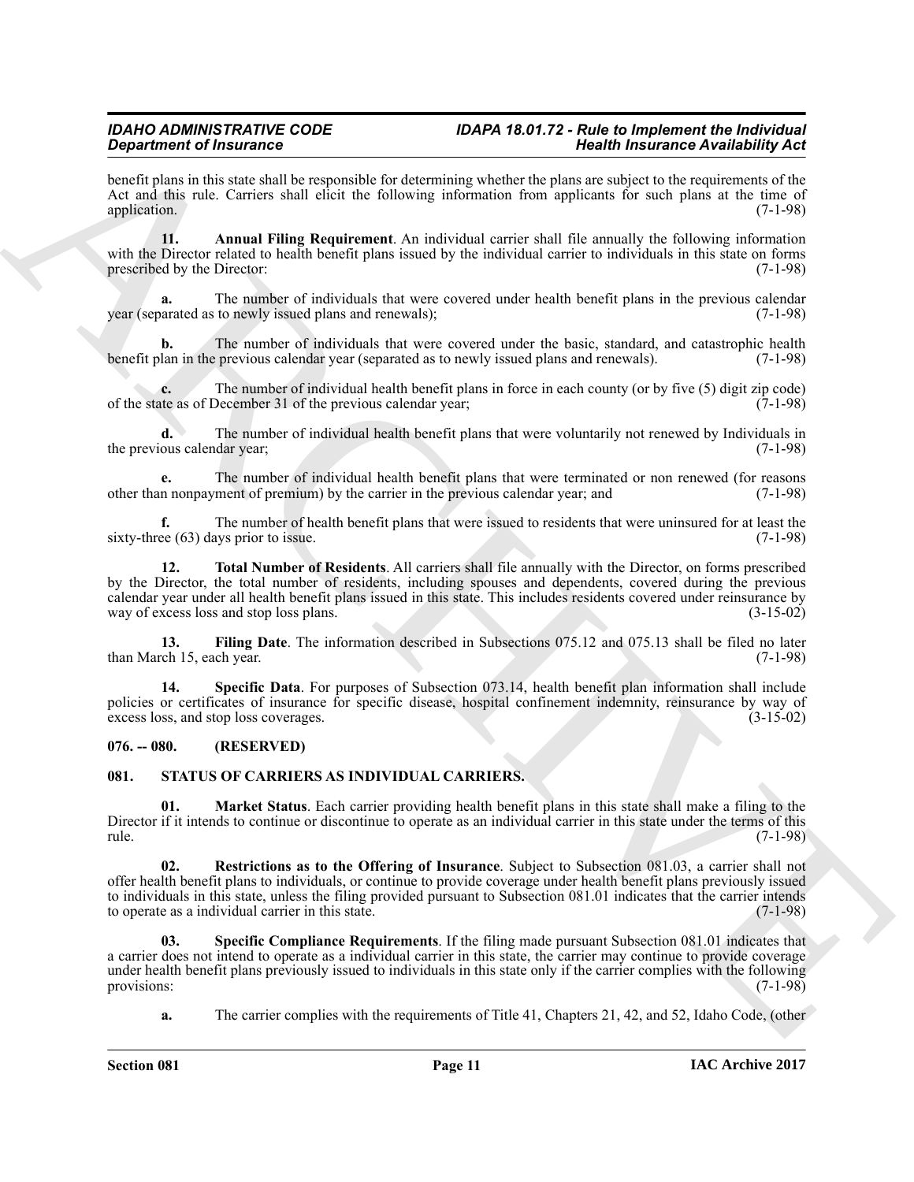benefit plans in this state shall be responsible for determining whether the plans are subject to the requirements of the Act and this rule. Carriers shall elicit the following information from applicants for such plans at the time of application. (7-1-98)

**11. Annual Filing Requirement**. An individual carrier shall file annually the following information with the Director related to health benefit plans issued by the individual carrier to individuals in this state on forms prescribed by the Director: (7-1-98)

**a.** The number of individuals that were covered under health benefit plans in the previous calendar year (separated as to newly issued plans and renewals); (7-1-98)

**b.** The number of individuals that were covered under the basic, standard, and catastrophic health benefit plan in the previous calendar year (separated as to newly issued plans and renewals). (7-1-98)

**c.** The number of individual health benefit plans in force in each county (or by five (5) digit zip code) of the state as of December 31 of the previous calendar year; (7-1-98)

**d.** The number of individual health benefit plans that were voluntarily not renewed by Individuals in the previous calendar year; (7-1-98)

**e.** The number of individual health benefit plans that were terminated or non renewed (for reasons other than nonpayment of premium) by the carrier in the previous calendar year; and (7-1-98)

**f.** The number of health benefit plans that were issued to residents that were uninsured for at least the sixty-three (63) days prior to issue. (7-1-98)

**12. Total Number of Residents**. All carriers shall file annually with the Director, on forms prescribed by the Director, the total number of residents, including spouses and dependents, covered during the previous calendar year under all health benefit plans issued in this state. This includes residents covered under reinsurance by way of excess loss and stop loss plans. (3-15-02)

**13. Filing Date**. The information described in Subsections 075.12 and 075.13 shall be filed no later than March 15, each year. (7-1-98)

**14. Specific Data**. For purposes of Subsection 073.14, health benefit plan information shall include policies or certificates of insurance for specific disease, hospital confinement indemnity, reinsurance by way of excess loss, and stop loss coverages. (3-15-02)

## 076. -- 080. (RESERVED)

## 081. STATUS OF CARRIERS AS INDIVIDUAL CARRIERS.

**01. Market Status**. Each carrier providing health benefit plans in this state shall make a filing to the Director if it intends to continue or discontinue to operate as an individual carrier in this state under the terms of this rule. (7-1-98)

**02. Restrictions as to the Offering of Insurance**. Subject to Subsection 081.03, a carrier shall not offer health benefit plans to individuals, or continue to provide coverage under health benefit plans previously issued to individuals in this state, unless the filing provided pursuant to Subsection 081.01 indicates that the carrier intends to operate as a individual carrier in this state. (7-1-98)

**03. Specific Compliance Requirements**. If the filing made pursuant Subsection 081.01 indicates that a carrier does not intend to operate as a individual carrier in this state, the carrier may continue to provide coverage under health benefit plans previously issued to individuals in this state only if the carrier complies with the following provisions: (7-1-98)

**a.** The carrier complies with the requirements of Title 41, Chapters 21, 42, and 52, Idaho Code, (other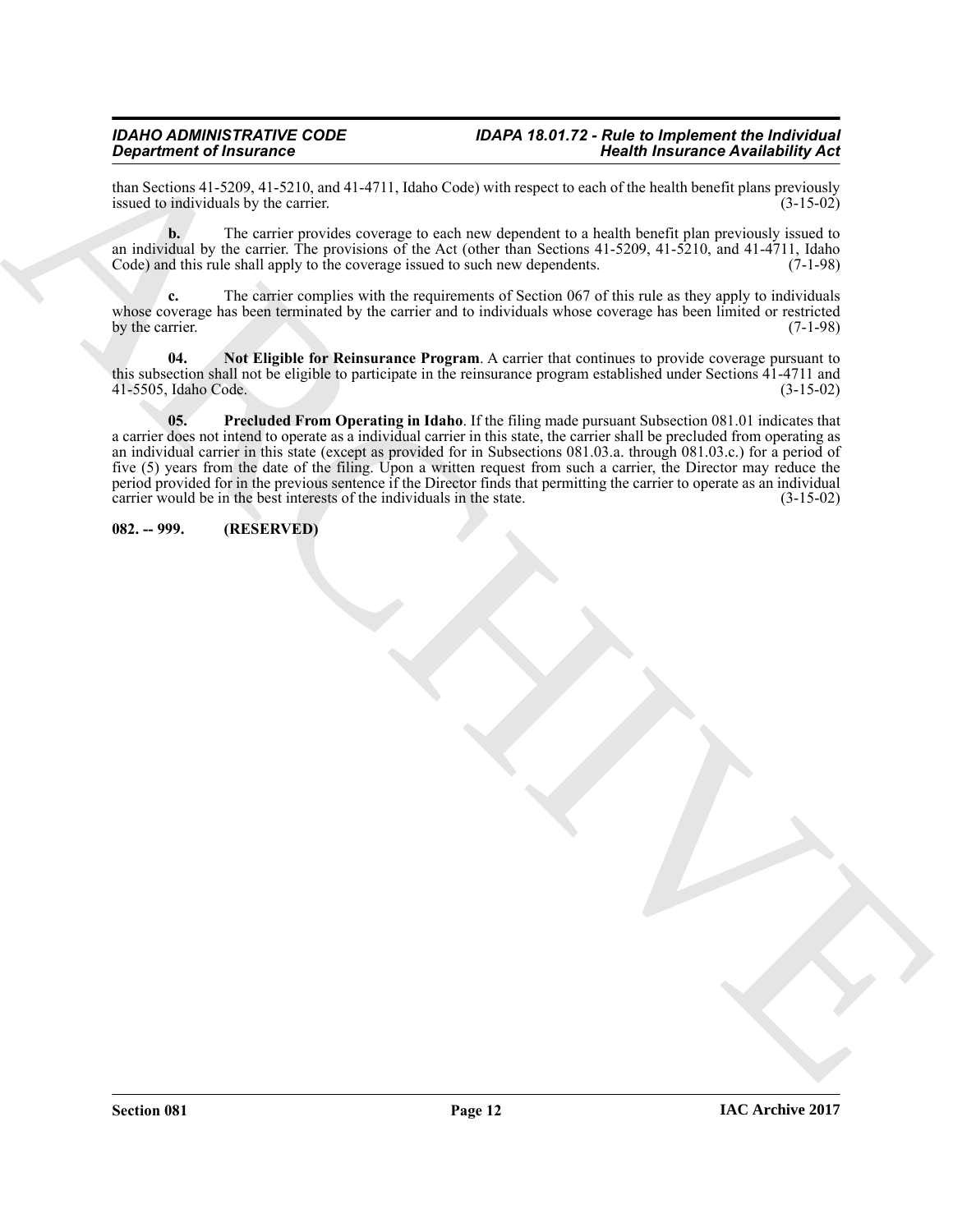than Sections 41-5209, 41-5210, and 41-4711, Idaho Code) with respect to each of the health benefit plans previously issued to individuals by the carrier. (3-15-02)

**b.** The carrier provides coverage to each new dependent to a health benefit plan previously issued to an individual by the carrier. The provisions of the Act (other than Sections 41-5209, 41-5210, and 41-4711, Idaho Code) and this rule shall apply to the coverage issued to such new dependents. (7-1-98)

**c.** The carrier complies with the requirements of Section 067 of this rule as they apply to individuals whose coverage has been terminated by the carrier and to individuals whose coverage has been limited or restricted by the carrier. (7-1-98)

**04. Not Eligible for Reinsurance Program**. A carrier that continues to provide coverage pursuant to this subsection shall not be eligible to participate in the reinsurance program established under Sections 41-4711 and 41-5505, Idaho Code. (3-15-02)

**05. Precluded From Operating in Idaho**. If the filing made pursuant Subsection 081.01 indicates that a carrier does not intend to operate as a individual carrier in this state, the carrier shall be precluded from operating as an individual carrier in this state (except as provided for in Subsections 081.03.a. through 081.03.c.) for a period of five (5) years from the date of the filing. Upon a written request from such a carrier, the Director may reduce the period provided for in the previous sentence if the Director finds that permitting the carrier to operate as an individual carrier would be in the best interests of the individuals in the state. (3-15-02)

**082. -- 999. (RESERVED)**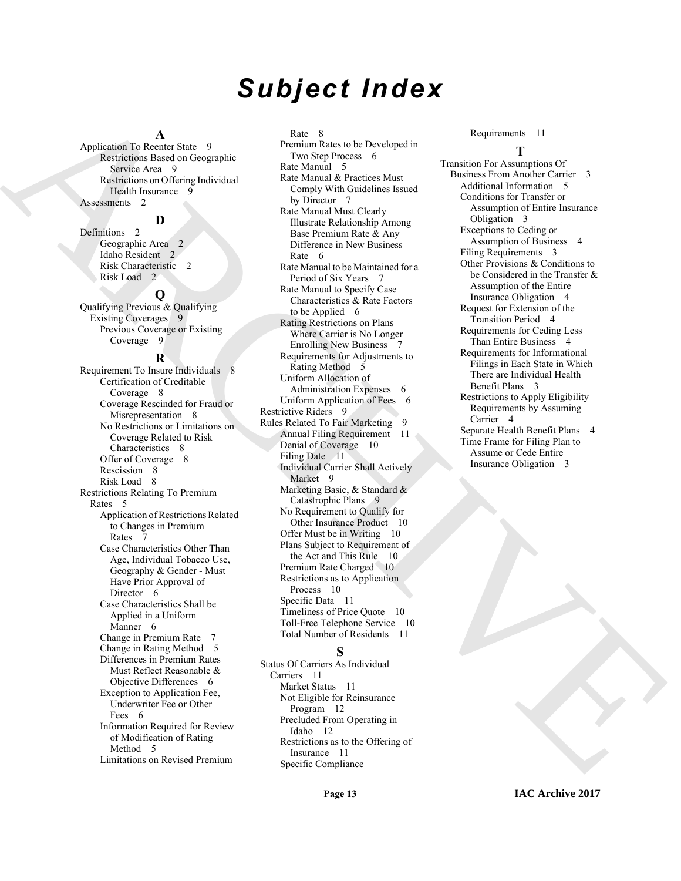# Subject Index

**A**

Application To Reenter State 9
- Restrictions Based on Geographic Service Area 9
- Restrictions on Offering Individual Health Insurance 9

Assessments 2

**D**

Definitions 2
- Geographic Area 2
- Idaho Resident 2
- Risk Characteristic 2
- Risk Load 2

**Q**

Qualifying Previous & Qualifying Existing Coverages 9
- Previous Coverage or Existing Coverage 9

**R**

Requirement To Insure Individuals 8
- Certification of Creditable Coverage 8
- Coverage Rescinded for Fraud or Misrepresentation 8
- No Restrictions or Limitations on Coverage Related to Risk Characteristics 8
- Offer of Coverage 8
- Rescission 8
- Risk Load 8

Restrictions Relating To Premium Rates 5
- Application of Restrictions Related to Changes in Premium Rates 7
- Case Characteristics Other Than Age, Individual Tobacco Use, Geography & Gender - Must Have Prior Approval of Director 6
- Case Characteristics Shall be Applied in a Uniform Manner 6
- Change in Premium Rate 7
- Change in Rating Method 5
- Differences in Premium Rates Must Reflect Reasonable & Objective Differences 6
- Exception to Application Fee, Underwriter Fee or Other Fees 6
- Information Required for Review of Modification of Rating Method 5
- Limitations on Revised Premium Rate 8
- Premium Rates to be Developed in Two Step Process 6
- Rate Manual 5
- Rate Manual & Practices Must Comply With Guidelines Issued by Director 7
- Rate Manual Must Clearly Illustrate Relationship Among Base Premium Rate & Any Difference in New Business Rate 6
- Rate Manual to be Maintained for a Period of Six Years 7
- Rate Manual to Specify Case Characteristics & Rate Factors to be Applied 6
- Rating Restrictions on Plans Where Carrier is No Longer Enrolling New Business 7
- Requirements for Adjustments to Rating Method 5
- Uniform Allocation of Administration Expenses 6
- Uniform Application of Fees 6

Restrictive Riders 9

Rules Related To Fair Marketing 9
- Annual Filing Requirement 11
- Denial of Coverage 10
- Filing Date 11
- Individual Carrier Shall Actively Market 9
- Marketing Basic, & Standard & Catastrophic Plans 9
- No Requirement to Qualify for Other Insurance Product 10
- Offer Must be in Writing 10
- Plans Subject to Requirement of the Act and This Rule 10
- Premium Rate Charged 10
- Restrictions as to Application Process 10
- Specific Data 11
- Timeliness of Price Quote 10
- Toll-Free Telephone Service 10
- Total Number of Residents 11

**S**

Status Of Carriers As Individual Carriers 11
- Market Status 11
- Not Eligible for Reinsurance Program 12
- Precluded From Operating in Idaho 12
- Restrictions as to the Offering of Insurance 11
- Specific Compliance Requirements 11

**T**

Transition For Assumptions Of Business From Another Carrier 3
- Additional Information 5
- Conditions for Transfer or Assumption of Entire Insurance Obligation 3
- Exceptions to Ceding or Assumption of Business 4
- Filing Requirements 3
- Other Provisions & Conditions to be Considered in the Transfer & Assumption of the Entire Insurance Obligation 4
- Request for Extension of the Transition Period 4
- Requirements for Ceding Less Than Entire Business 4
- Requirements for Informational Filings in Each State in Which There are Individual Health Benefit Plans 3
- Restrictions to Apply Eligibility Requirements by Assuming Carrier 4
- Separate Health Benefit Plans 4
- Time Frame for Filing Plan to Assume or Cede Entire Insurance Obligation 3